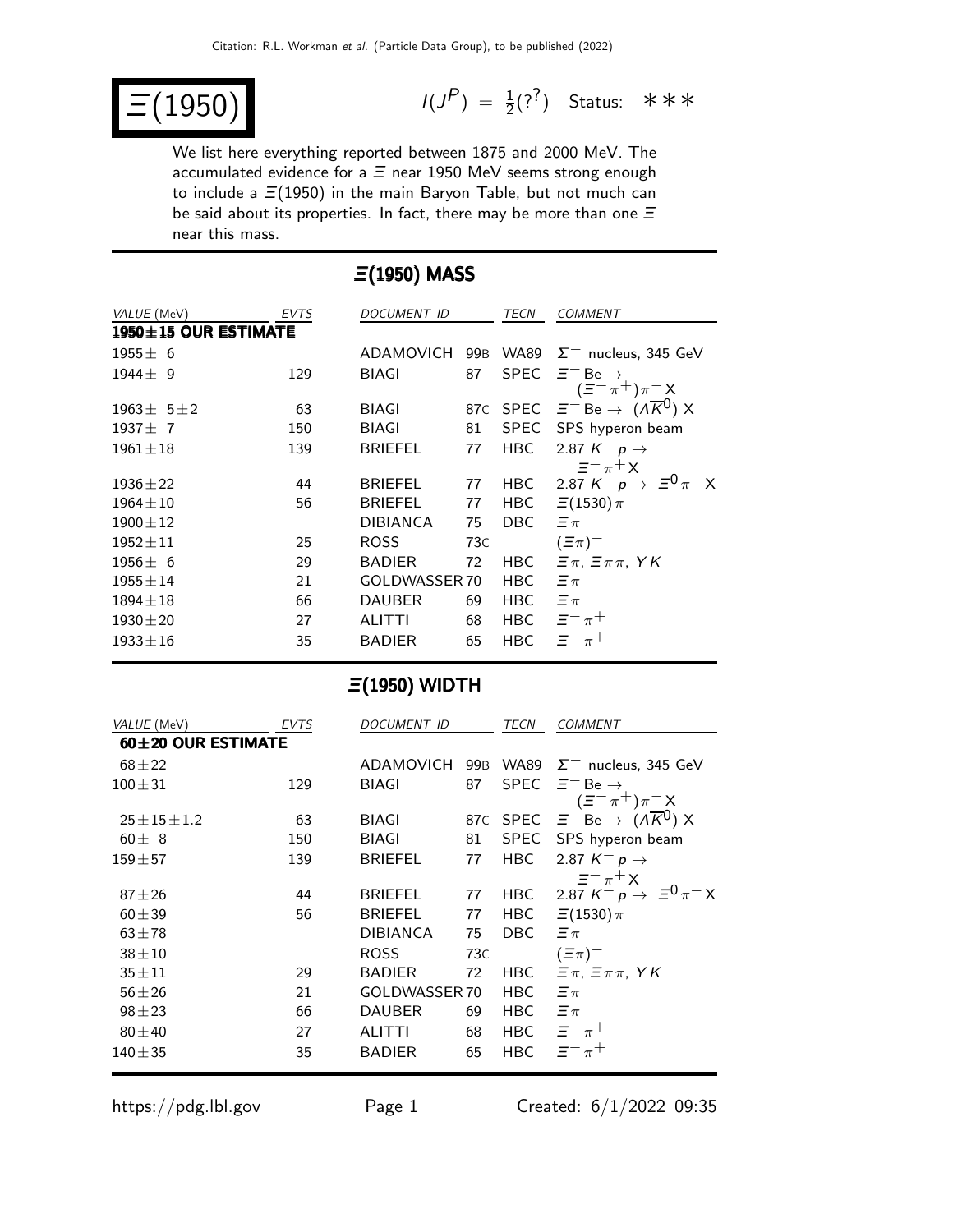# $\Xi(1950)$

$I(J^P) = \frac{1}{2}(?^?)$ Status: ∗∗∗

We list here everything reported between 1875 and 2000 MeV. The accumulated evidence for a $\Xi$ near 1950 MeV seems strong enough to include a $\Xi(1950)$ in the main Baryon Table, but not much can be said about its properties. In fact, there may be more than one $\Xi$ near this mass.

## $\Xi$(1950) MASS

| VALUE (MeV) | EVTS | DOCUMENT ID | | TECN | COMMENT |
|---|---|---|---|---|---|
| **1950±15 OUR ESTIMATE** | | | | | |
| 1955± 6 | | ADAMOVICH | 99B | WA89 | $\Sigma^-$ nucleus, 345 GeV |
| 1944± 9 | 129 | BIAGI | 87 | SPEC | $\Xi^-$ Be $\rightarrow (\Xi^-\pi^+)\pi^-$ X |
| 1963± 5±2 | 63 | BIAGI | 87C | SPEC | $\Xi^-$ Be $\rightarrow (\Lambda\overline{K}^0)$ X |
| 1937± 7 | 150 | BIAGI | 81 | SPEC | SPS hyperon beam |
| 1961±18 | 139 | BRIEFEL | 77 | HBC | 2.87 $K^- p \rightarrow \Xi^-\pi^+$X |
| 1936±22 | 44 | BRIEFEL | 77 | HBC | 2.87 $K^- p \rightarrow \Xi^0\pi^-$X |
| 1964±10 | 56 | BRIEFEL | 77 | HBC | $\Xi(1530)\pi$ |
| 1900±12 | | DIBIANCA | 75 | DBC | $\Xi\pi$ |
| 1952±11 | 25 | ROSS | 73C | | $(\Xi\pi)^-$ |
| 1956± 6 | 29 | BADIER | 72 | HBC | $\Xi\pi$, $\Xi\pi\pi$, $YK$ |
| 1955±14 | 21 | GOLDWASSER | 70 | HBC | $\Xi\pi$ |
| 1894±18 | 66 | DAUBER | 69 | HBC | $\Xi\pi$ |
| 1930±20 | 27 | ALITTI | 68 | HBC | $\Xi^-\pi^+$ |
| 1933±16 | 35 | BADIER | 65 | HBC | $\Xi^-\pi^+$ |

## $\Xi$(1950) WIDTH

| VALUE (MeV) | EVTS | DOCUMENT ID | | TECN | COMMENT |
|---|---|---|---|---|---|
| **60±20 OUR ESTIMATE** | | | | | |
| 68±22 | | ADAMOVICH | 99B | WA89 | $\Sigma^-$ nucleus, 345 GeV |
| 100±31 | 129 | BIAGI | 87 | SPEC | $\Xi^-$ Be $\rightarrow (\Xi^-\pi^+)\pi^-$ X |
| 25±15±1.2 | 63 | BIAGI | 87C | SPEC | $\Xi^-$ Be $\rightarrow (\Lambda\overline{K}^0)$ X |
| 60± 8 | 150 | BIAGI | 81 | SPEC | SPS hyperon beam |
| 159±57 | 139 | BRIEFEL | 77 | HBC | 2.87 $K^- p \rightarrow \Xi^-\pi^+$X |
| 87±26 | 44 | BRIEFEL | 77 | HBC | 2.87 $K^- p \rightarrow \Xi^0\pi^-$X |
| 60±39 | 56 | BRIEFEL | 77 | HBC | $\Xi(1530)\pi$ |
| 63±78 | | DIBIANCA | 75 | DBC | $\Xi\pi$ |
| 38±10 | | ROSS | 73C | | $(\Xi\pi)^-$ |
| 35±11 | 29 | BADIER | 72 | HBC | $\Xi\pi$, $\Xi\pi\pi$, $YK$ |
| 56±26 | 21 | GOLDWASSER | 70 | HBC | $\Xi\pi$ |
| 98±23 | 66 | DAUBER | 69 | HBC | $\Xi\pi$ |
| 80±40 | 27 | ALITTI | 68 | HBC | $\Xi^-\pi^+$ |
| 140±35 | 35 | BADIER | 65 | HBC | $\Xi^-\pi^+$ |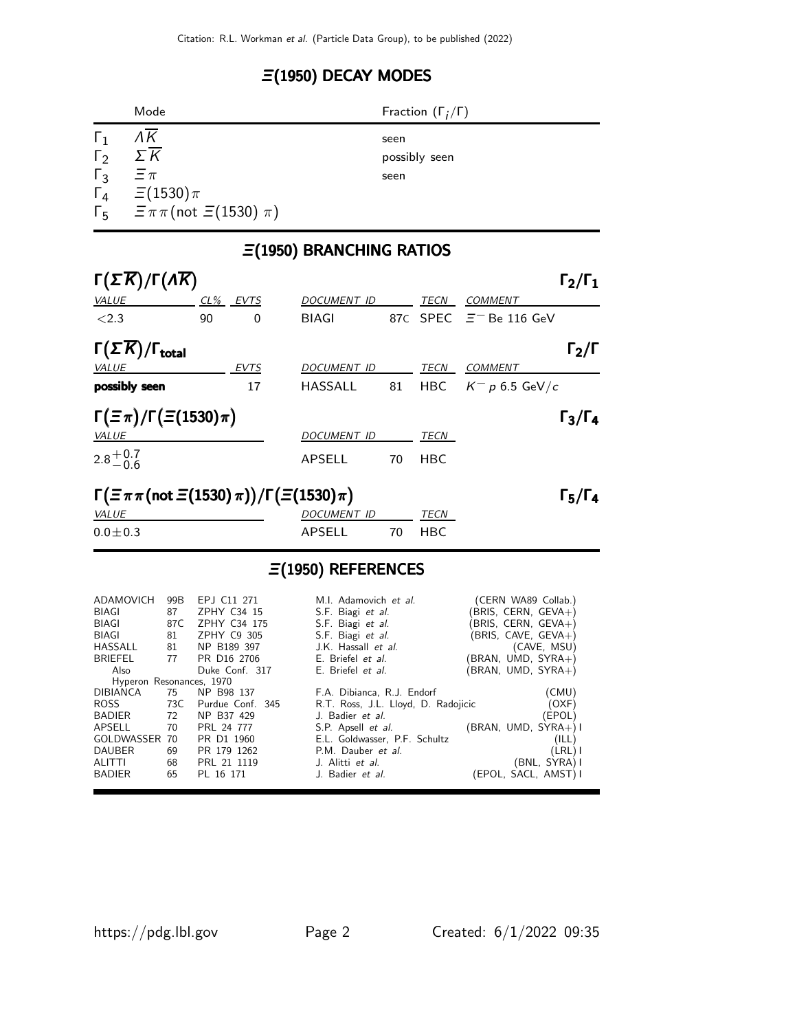## $\Xi(1950)$ DECAY MODES

| | Mode | Fraction ($\Gamma_i/\Gamma$) |
|---|---|---|
| $\Gamma_1$ | $\Lambda \overline{K}$ | seen |
| $\Gamma_2$ | $\Sigma \overline{K}$ | possibly seen |
| $\Gamma_3$ | $\Xi \pi$ | seen |
| $\Gamma_4$ | $\Xi(1530)\pi$ | |
| $\Gamma_5$ | $\Xi\pi\pi$(not $\Xi(1530)\ \pi$) | |

## $\Xi(1950)$ BRANCHING RATIOS

### $\Gamma(\Sigma\overline{K})/\Gamma(\Lambda\overline{K})$ — $\Gamma_2/\Gamma_1$

| VALUE | CL% | EVTS | DOCUMENT ID | | TECN | COMMENT |
|---|---|---|---|---|---|---|
| $<2.3$ | 90 | 0 | BIAGI | 87C | SPEC | $\Xi^-$ Be 116 GeV |

### $\Gamma(\Sigma\overline{K})/\Gamma_{\text{total}}$ — $\Gamma_2/\Gamma$

| VALUE | EVTS | DOCUMENT ID | | TECN | COMMENT |
|---|---|---|---|---|---|
| **possibly seen** | 17 | HASSALL | 81 | HBC | $K^- p$ 6.5 GeV/$c$ |

### $\Gamma(\Xi\pi)/\Gamma(\Xi(1530)\pi)$ — $\Gamma_3/\Gamma_4$

| VALUE | DOCUMENT ID | | TECN |
|---|---|---|---|
| $2.8^{+0.7}_{-0.6}$ | APSELL | 70 | HBC |

### $\Gamma(\Xi\pi\pi(\text{not } \Xi(1530)\pi))/\Gamma(\Xi(1530)\pi)$ — $\Gamma_5/\Gamma_4$

| VALUE | DOCUMENT ID | | TECN |
|---|---|---|---|
| $0.0\pm0.3$ | APSELL | 70 | HBC |

## $\Xi(1950)$ REFERENCES

| | | | | |
|---|---|---|---|---|
| ADAMOVICH | 99B | EPJ C11 271 | M.I. Adamovich *et al.* | (CERN WA89 Collab.) |
| BIAGI | 87 | ZPHY C34 15 | S.F. Biagi *et al.* | (BRIS, CERN, GEVA+) |
| BIAGI | 87C | ZPHY C34 175 | S.F. Biagi *et al.* | (BRIS, CERN, GEVA+) |
| BIAGI | 81 | ZPHY C9 305 | S.F. Biagi *et al.* | (BRIS, CAVE, GEVA+) |
| HASSALL | 81 | NP B189 397 | J.K. Hassall *et al.* | (CAVE, MSU) |
| BRIEFEL | 77 | PR D16 2706 | E. Briefel *et al.* | (BRAN, UMD, SYRA+) |
| Also | | Duke Conf. 317 | E. Briefel *et al.* | (BRAN, UMD, SYRA+) |
| Hyperon Resonances, 1970 | | | | |
| DIBIANCA | 75 | NP B98 137 | F.A. Dibianca, R.J. Endorf | (CMU) |
| ROSS | 73C | Purdue Conf. 345 | R.T. Ross, J.L. Lloyd, D. Radojicic | (OXF) |
| BADIER | 72 | NP B37 429 | J. Badier *et al.* | (EPOL) |
| APSELL | 70 | PRL 24 777 | S.P. Apsell *et al.* | (BRAN, UMD, SYRA+) I |
| GOLDWASSER | 70 | PR D1 1960 | E.L. Goldwasser, P.F. Schultz | (ILL) |
| DAUBER | 69 | PR 179 1262 | P.M. Dauber *et al.* | (LRL) I |
| ALITTI | 68 | PRL 21 1119 | J. Alitti *et al.* | (BNL, SYRA) I |
| BADIER | 65 | PL 16 171 | J. Badier *et al.* | (EPOL, SACL, AMST) I |